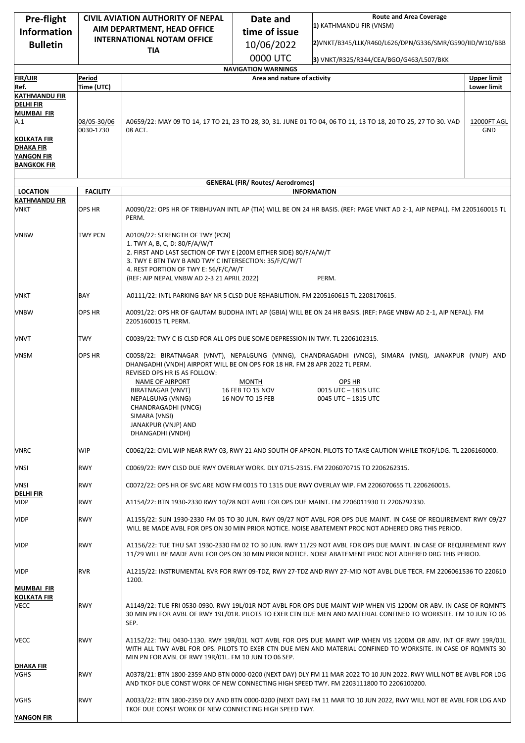| Pre-flight Information Bulletin | CIVIL AVIATION AUTHORITY OF NEPAL AIM DEPARTMENT, HEAD OFFICE INTERNATIONAL NOTAM OFFICE TIA | Date and time of issue 10/06/2022 0000 UTC | Route and Area Coverage 1) KATHMANDU FIR (VNSM) 2)VNKT/B345/LLK/R460/L626/DPN/G336/SMR/G590/IID/W10/BBB 3) VNKT/R325/R344/CEA/BGO/G463/L507/BKK |
|---|---|---|---|

**NAVIGATION WARNINGS**

| FIR/UIR Ref. | Period Time (UTC) | Area and nature of activity | Upper limit Lower limit |
|---|---|---|---|
| KATHMANDU FIR DELHI FIR MUMBAI FIR A.1 KOLKATA FIR DHAKA FIR YANGON FIR BANGKOK FIR | 08/05-30/06 0030-1730 | A0659/22: MAY 09 TO 14, 17 TO 21, 23 TO 28, 30, 31. JUNE 01 TO 04, 06 TO 11, 13 TO 18, 20 TO 25, 27 TO 30. VAD 08 ACT. | 12000FT AGL GND |

**GENERAL (FIR/ Routes/ Aerodromes)**

| LOCATION | FACILITY | INFORMATION |
|---|---|---|
| **KATHMANDU FIR** | | |
| VNKT | OPS HR | A0090/22: OPS HR OF TRIBHUVAN INTL AP (TIA) WILL BE ON 24 HR BASIS. (REF: PAGE VNKT AD 2-1, AIP NEPAL). FM 2205160015 TL PERM. |
| VNBW | TWY PCN | A0109/22: STRENGTH OF TWY (PCN)<br>1. TWY A, B, C, D: 80/F/A/W/T<br>2. FIRST AND LAST SECTION OF TWY E (200M EITHER SIDE) 80/F/A/W/T<br>3. TWY E BTN TWY B AND TWY C INTERSECTION: 35/F/C/W/T<br>4. REST PORTION OF TWY E: 56/F/C/W/T<br>(REF: AIP NEPAL VNBW AD 2-3 21 APRIL 2022) PERM. |
| VNKT | BAY | A0111/22: INTL PARKING BAY NR 5 CLSD DUE REHABILITION. FM 2205160615 TL 2208170615. |
| VNBW | OPS HR | A0091/22: OPS HR OF GAUTAM BUDDHA INTL AP (GBIA) WILL BE ON 24 HR BASIS. (REF: PAGE VNBW AD 2-1, AIP NEPAL). FM 2205160015 TL PERM. |
| VNVT | TWY | C0039/22: TWY C IS CLSD FOR ALL OPS DUE SOME DEPRESSION IN TWY. TL 2206102315. |
| VNSM | OPS HR | C0058/22: BIRATNAGAR (VNVT), NEPALGUNG (VNNG), CHANDRAGADHI (VNCG), SIMARA (VNSI), JANAKPUR (VNJP) AND DHANGADHI (VNDH) AIRPORT WILL BE ON OPS FOR 18 HR. FM 28 APR 2022 TL PERM.<br>REVISED OPS HR IS AS FOLLOW:<br>NAME OF AIRPORT: BIRATNAGAR (VNVT), NEPALGUNG (VNNG), CHANDRAGADHI (VNCG), SIMARA (VNSI), JANAKPUR (VNJP) AND DHANGADHI (VNDH)<br>MONTH 16 FEB TO 15 NOV — OPS HR 0015 UTC – 1815 UTC<br>MONTH 16 NOV TO 15 FEB — OPS HR 0045 UTC – 1815 UTC |
| VNRC | WIP | C0062/22: CIVIL WIP NEAR RWY 03, RWY 21 AND SOUTH OF APRON. PILOTS TO TAKE CAUTION WHILE TKOF/LDG. TL 2206160000. |
| VNSI | RWY | C0069/22: RWY CLSD DUE RWY OVERLAY WORK. DLY 0715-2315. FM 2206070715 TO 2206262315. |
| VNSI | RWY | C0072/22: OPS HR OF SVC ARE NOW FM 0015 TO 1315 DUE RWY OVERLAY WIP. FM 2206070655 TL 2206260015. |
| **DELHI FIR** | | |
| VIDP | RWY | A1154/22: BTN 1930-2330 RWY 10/28 NOT AVBL FOR OPS DUE MAINT. FM 2206011930 TL 2206292330. |
| VIDP | RWY | A1155/22: SUN 1930-2330 FM 05 TO 30 JUN. RWY 09/27 NOT AVBL FOR OPS DUE MAINT. IN CASE OF REQUIREMENT RWY 09/27 WILL BE MADE AVBL FOR OPS ON 30 MIN PRIOR NOTICE. NOISE ABATEMENT PROC NOT ADHERED DRG THIS PERIOD. |
| VIDP | RWY | A1156/22: TUE THU SAT 1930-2330 FM 02 TO 30 JUN. RWY 11/29 NOT AVBL FOR OPS DUE MAINT. IN CASE OF REQUIREMENT RWY 11/29 WILL BE MADE AVBL FOR OPS ON 30 MIN PRIOR NOTICE. NOISE ABATEMENT PROC NOT ADHERED DRG THIS PERIOD. |
| VIDP | RVR | A1215/22: INSTRUMENTAL RVR FOR RWY 09-TDZ, RWY 27-TDZ AND RWY 27-MID NOT AVBL DUE TECR. FM 2206061536 TO 220610 1200. |
| **MUMBAI FIR** | | |
| **KOLKATA FIR** | | |
| VECC | RWY | A1149/22: TUE FRI 0530-0930. RWY 19L/01R NOT AVBL FOR OPS DUE MAINT WIP WHEN VIS 1200M OR ABV. IN CASE OF RQMNTS 30 MIN PN FOR AVBL OF RWY 19L/01R. PILOTS TO EXER CTN DUE MEN AND MATERIAL CONFINED TO WORKSITE. FM 10 JUN TO 06 SEP. |
| VECC | RWY | A1152/22: THU 0430-1130. RWY 19R/01L NOT AVBL FOR OPS DUE MAINT WIP WHEN VIS 1200M OR ABV. INT OF RWY 19R/01L WITH ALL TWY AVBL FOR OPS. PILOTS TO EXER CTN DUE MEN AND MATERIAL CONFINED TO WORKSITE. IN CASE OF RQMNTS 30 MIN PN FOR AVBL OF RWY 19R/01L. FM 10 JUN TO 06 SEP. |
| **DHAKA FIR** | | |
| VGHS | RWY | A0378/21: BTN 1800-2359 AND BTN 0000-0200 (NEXT DAY) DLY FM 11 MAR 2022 TO 10 JUN 2022. RWY WILL NOT BE AVBL FOR LDG AND TKOF DUE CONST WORK OF NEW CONNECTING HIGH SPEED TWY. FM 2203111800 TO 2206100200. |
| VGHS | RWY | A0033/22: BTN 1800-2359 DLY AND BTN 0000-0200 (NEXT DAY) FM 11 MAR TO 10 JUN 2022, RWY WILL NOT BE AVBL FOR LDG AND TKOF DUE CONST WORK OF NEW CONNECTING HIGH SPEED TWY. |
| **YANGON FIR** | | |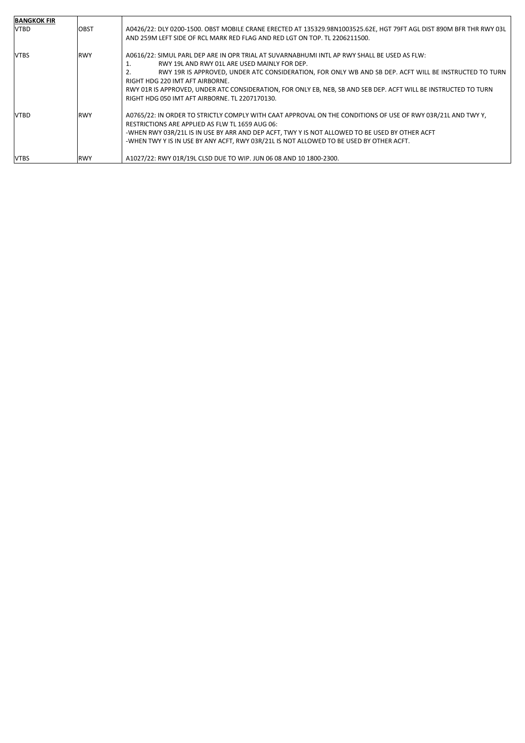| BANGKOK FIR | | |
|---|---|---|
| VTBD | OBST | A0426/22: DLY 0200-1500. OBST MOBILE CRANE ERECTED AT 135329.98N1003525.62E, HGT 79FT AGL DIST 890M BFR THR RWY 03L AND 259M LEFT SIDE OF RCL MARK RED FLAG AND RED LGT ON TOP. TL 2206211500. |
| VTBS | RWY | A0616/22: SIMUL PARL DEP ARE IN OPR TRIAL AT SUVARNABHUMI INTL AP RWY SHALL BE USED AS FLW:<br>1. RWY 19L AND RWY 01L ARE USED MAINLY FOR DEP.<br>2. RWY 19R IS APPROVED, UNDER ATC CONSIDERATION, FOR ONLY WB AND SB DEP. ACFT WILL BE INSTRUCTED TO TURN RIGHT HDG 220 IMT AFT AIRBORNE.<br>RWY 01R IS APPROVED, UNDER ATC CONSIDERATION, FOR ONLY EB, NEB, SB AND SEB DEP. ACFT WILL BE INSTRUCTED TO TURN RIGHT HDG 050 IMT AFT AIRBORNE. TL 2207170130. |
| VTBD | RWY | A0765/22: IN ORDER TO STRICTLY COMPLY WITH CAAT APPROVAL ON THE CONDITIONS OF USE OF RWY 03R/21L AND TWY Y, RESTRICTIONS ARE APPLIED AS FLW TL 1659 AUG 06:<br>-WHEN RWY 03R/21L IS IN USE BY ARR AND DEP ACFT, TWY Y IS NOT ALLOWED TO BE USED BY OTHER ACFT<br>-WHEN TWY Y IS IN USE BY ANY ACFT, RWY 03R/21L IS NOT ALLOWED TO BE USED BY OTHER ACFT. |
| VTBS | RWY | A1027/22: RWY 01R/19L CLSD DUE TO WIP. JUN 06 08 AND 10 1800-2300. |